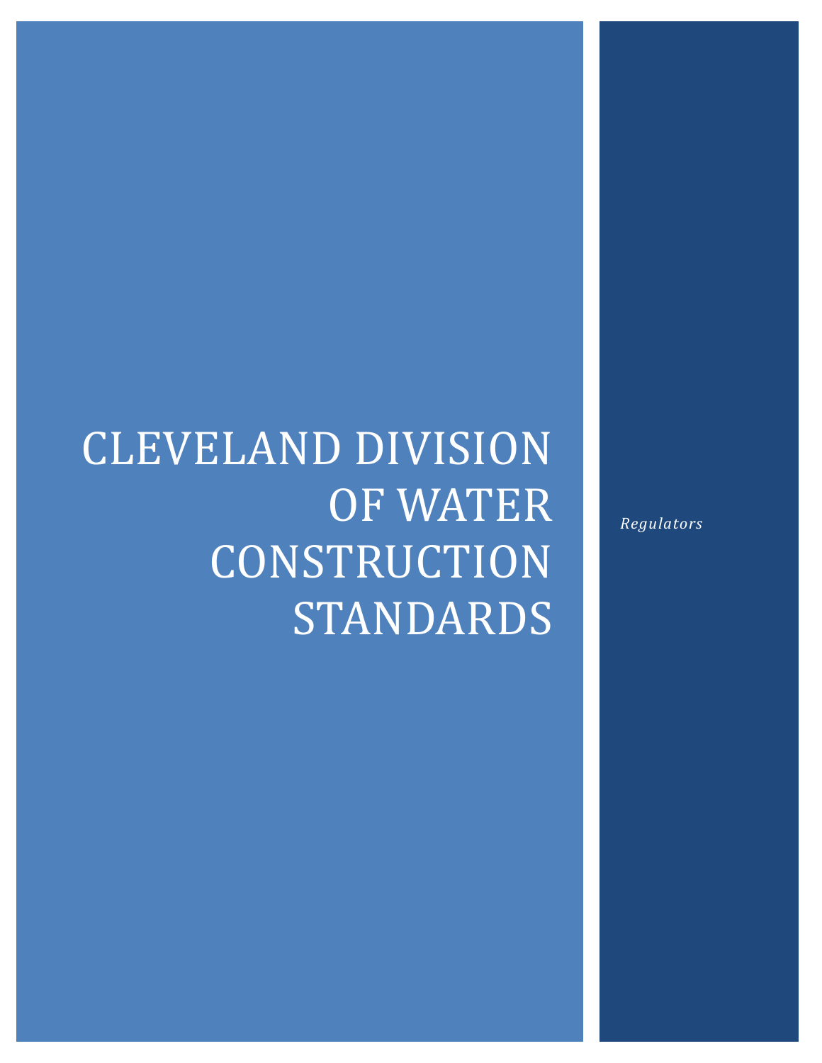# CLEVELAND DIVISION OF WATER CONSTRUCTION STANDARDS

*Regulators*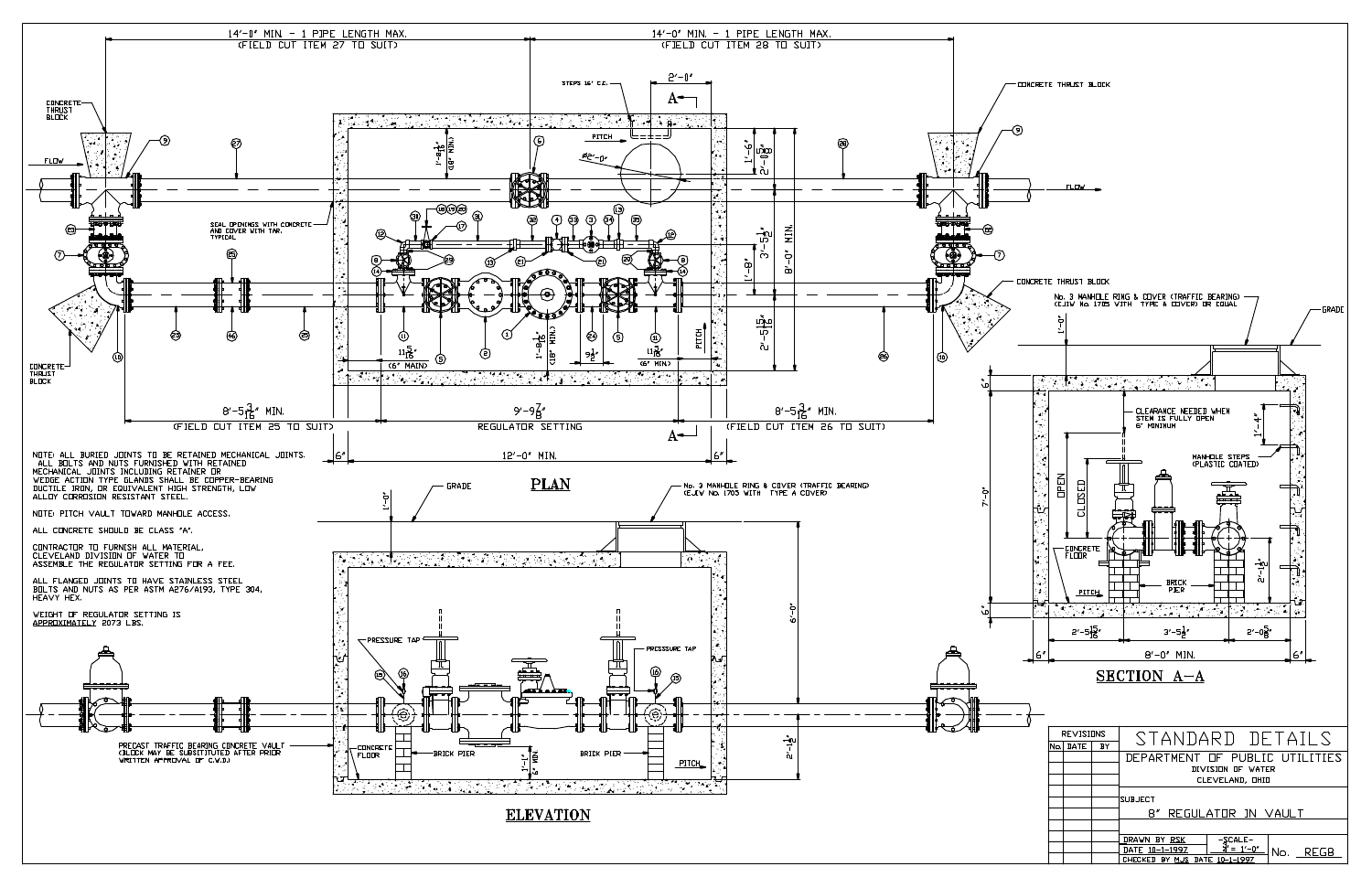NOTE: ALL BURIED JOINTS TO BE RETAINED MECHANICAL JOINTS. ALL BOLTS AND NUTS FURNISHED WITH RETAINED MECHANICAL JOINTS INCLUDING RETAINER OR WEDGE ACTION TYPE GLANDS SHALL BE COPPER-BEARING DUCTILE IRON, OR EQUIVALENT HIGH STRENGTH, LOW ALLOY CORROSION RESISTANT STEEL.

NOTE: PITCH VAULT TOWARD MANHOLE ACCESS.

ALL CONCRETE SHOULD BE CLASS "A".

CONTRACTOR TO FURNISH ALL MATERIAL, CLEVELAND DIVISION OF WATER TO ASSEMBLE THE REGULATOR SETTING FOR A FEE.

ALL FLANGED JOINTS TO HAVE STAINLESS STEEL BOLTS AND NUTS AS PER ASTM A276/A193, TYPE 304, HEAVY HEX.

WEIGHT OF REGULATOR SETTING IS APPROXIMATELY 2073 LBS.

## PLAN

14'-0" MIN. - 1 PIPE LENGTH MAX. (FIELD CUT ITEM 27 TO SUIT)

14'-0" MIN. - 1 PIPE LENGTH MAX. (FIELD CUT ITEM 28 TO SUIT)

8'-5 3/16" MIN. (FIELD CUT ITEM 25 TO SUIT)

9'-9 7/8" REGULATOR SETTING

8'-5 3/16" MIN. (FIELD CUT ITEM 26 TO SUIT)

12'-0" MIN.

CONCRETE THRUST BLOCK

FLOW

STEPS 16" C.C.

PITCH

Ø2'-0"

SEAL OPENINGS WITH CONCRETE AND COVER WITH TAR, TYPICAL

(6" MAIN)

(6" MIN.)

(18" MIN.)

8'-0" MIN.

## ELEVATION

No. 3 MANHOLE RING & COVER (TRAFFIC BEARING) (EJIW No. 1705 WITH TYPE A COVER)

GRADE

PRESSURE TAP

CONCRETE FLOOR

BRICK PIER

PITCH

1'-1" 6" MIN.

6'-0"

2'-1 1/2"

PRECAST TRAFFIC BEARING CONCRETE VAULT (BLOCK MAY BE SUBSTITUTED AFTER PRIOR WRITTEN APPROVAL OF C.W.D.)

## SECTION A-A

No. 3 MANHOLE RING & COVER (TRAFFIC BEARING) (EJIW No. 1705 WITH TYPE A COVER) OR EQUAL

GRADE

CLEARANCE NEEDED WHEN STEM IS FULLY OPEN 6" MINIMUM

MANHOLE STEPS (PLASTIC COATED)

OPEN

CLOSED

CONCRETE FLOOR

BRICK PIER

PITCH

7'-0"

2'-5 15/16"

3'-5 1/2"

2'-0 5/8"

8'-0" MIN.

| REVISIONS | | |
|---|---|---|
| No. | DATE | BY |

STANDARD DETAILS

DEPARTMENT OF PUBLIC UTILITIES
DIVISION OF WATER
CLEVELAND, OHIO

SUBJECT: 8" REGULATOR IN VAULT

DRAWN BY RSK — DATE 10-1-1997 — SCALE 3/8" = 1'-0"
CHECKED BY MJS DATE 10-1-1997

No. REG8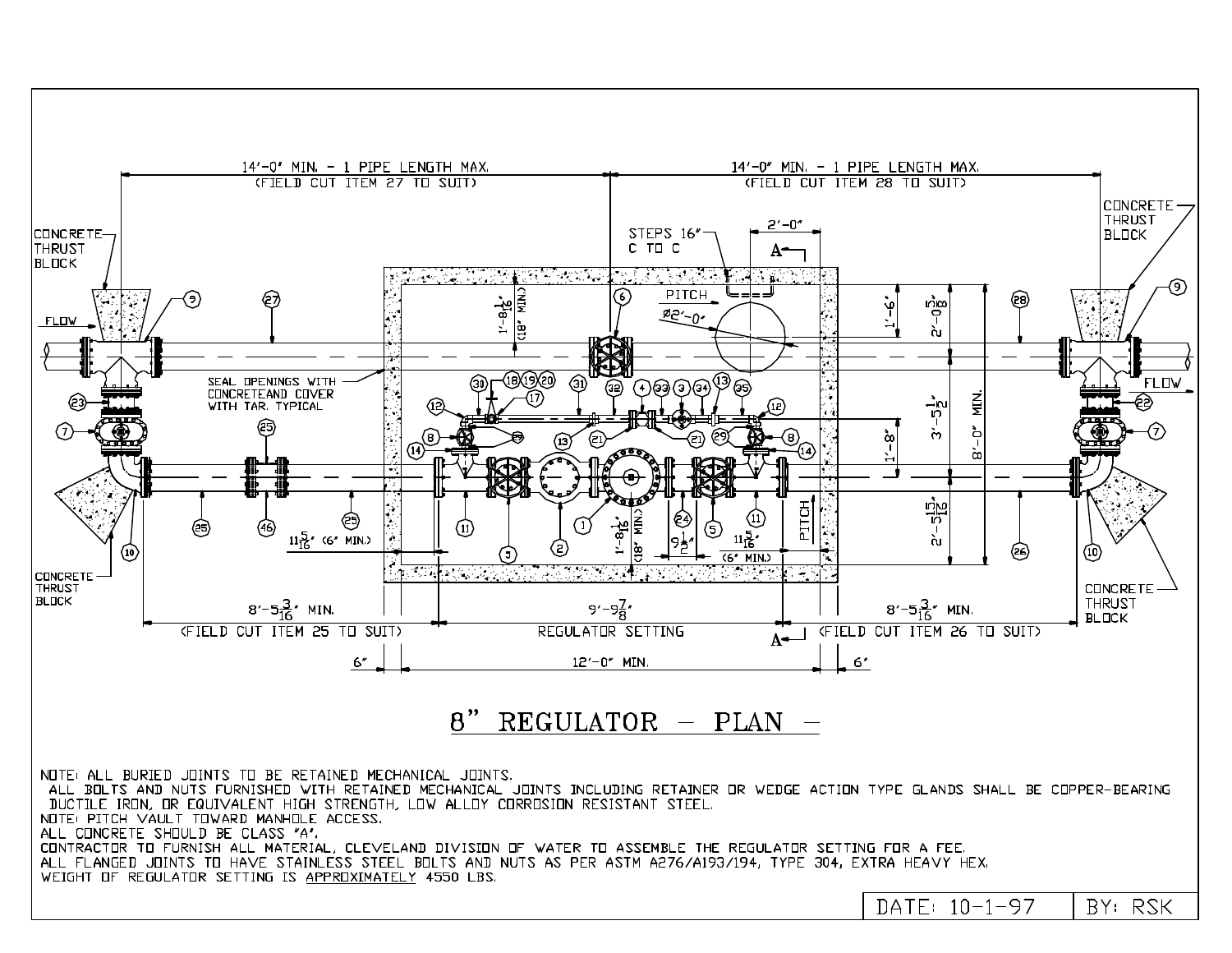# 8" REGULATOR - PLAN -

14'-0" MIN. - 1 PIPE LENGTH MAX. (FIELD CUT ITEM 27 TO SUIT)

14'-0" MIN. - 1 PIPE LENGTH MAX. (FIELD CUT ITEM 28 TO SUIT)

CONCRETE THRUST BLOCK

FLOW

STEPS 16" C TO C

2'-0"

A

PITCH

Ø2'-0"

1'-6"

2'-0 5/8"

1'-8 1/16" (18" MIN.)

SEAL OPENINGS WITH CONCRETEAND COVER WITH TAR, TYPICAL

3'-5 1/2"

8'-0" MIN.

1'-8"

2'-5 15/16"

1'-8 1/16" (18" MIN.)

9 1/2"

11 5/16" (6" MIN.)

PITCH

8'-5 3/16" MIN. (FIELD CUT ITEM 25 TO SUIT)

9'-9 7/8" REGULATOR SETTING

8'-5 3/16" MIN. (FIELD CUT ITEM 26 TO SUIT)

6"

12'-0" MIN.

6"

NOTE: ALL BURIED JOINTS TO BE RETAINED MECHANICAL JOINTS.
ALL BOLTS AND NUTS FURNISHED WITH RETAINED MECHANICAL JOINTS INCLUDING RETAINER OR WEDGE ACTION TYPE GLANDS SHALL BE COPPER-BEARING DUCTILE IRON, OR EQUIVALENT HIGH STRENGTH, LOW ALLOY CORROSION RESISTANT STEEL.
NOTE: PITCH VAULT TOWARD MANHOLE ACCESS.
ALL CONCRETE SHOULD BE CLASS "A".
CONTRACTOR TO FURNISH ALL MATERIAL, CLEVELAND DIVISION OF WATER TO ASSEMBLE THE REGULATOR SETTING FOR A FEE.
ALL FLANGED JOINTS TO HAVE STAINLESS STEEL BOLTS AND NUTS AS PER ASTM A276/A193/194, TYPE 304, EXTRA HEAVY HEX.
WEIGHT OF REGULATOR SETTING IS APPROXIMATELY 4550 LBS.

DATE: 10-1-97 | BY: RSK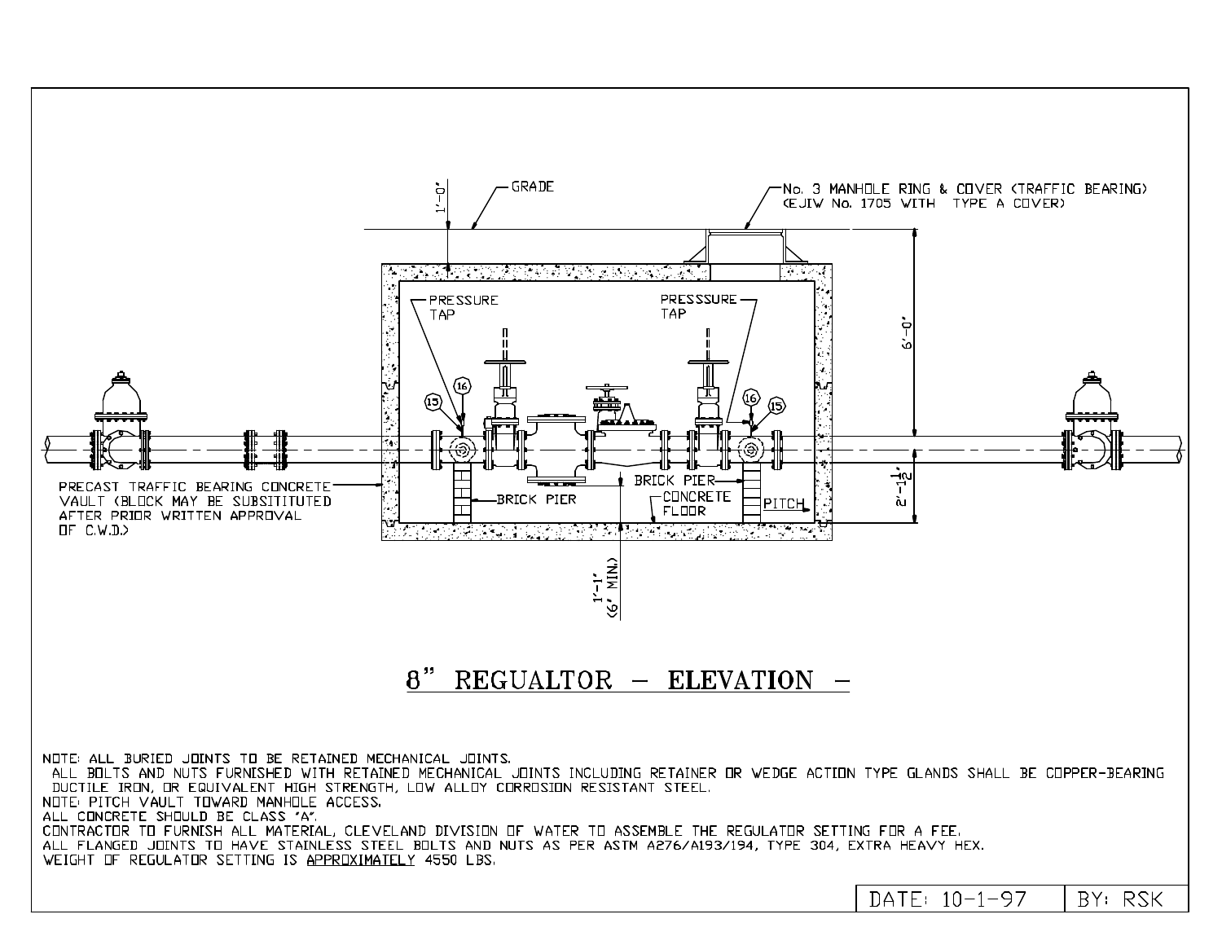1'-0"

GRADE

No. 3 MANHOLE RING & COVER (TRAFFIC BEARING)
(EJIW No. 1705 WITH TYPE A COVER)

PRESSURE TAP

PRESSSURE TAP

15

16

16

15

6'-0"

PRECAST TRAFFIC BEARING CONCRETE VAULT (BLOCK MAY BE SUBSITITUTED AFTER PRIOR WRITTEN APPROVAL OF C.W.D.)

BRICK PIER

BRICK PIER

CONCRETE FLOOR

PITCH

2'-1½"

1'-1"
(6" MIN.)

## 8" REGUALTOR - ELEVATION -

NOTE: ALL BURIED JOINTS TO BE RETAINED MECHANICAL JOINTS.
ALL BOLTS AND NUTS FURNISHED WITH RETAINED MECHANICAL JOINTS INCLUDING RETAINER OR WEDGE ACTION TYPE GLANDS SHALL BE COPPER-BEARING DUCTILE IRON, OR EQUIVALENT HIGH STRENGTH, LOW ALLOY CORROSION RESISTANT STEEL.
NOTE: PITCH VAULT TOWARD MANHOLE ACCESS.
ALL CONCRETE SHOULD BE CLASS "A".
CONTRACTOR TO FURNISH ALL MATERIAL, CLEVELAND DIVISION OF WATER TO ASSEMBLE THE REGULATOR SETTING FOR A FEE.
ALL FLANGED JOINTS TO HAVE STAINLESS STEEL BOLTS AND NUTS AS PER ASTM A276/A193/194, TYPE 304, EXTRA HEAVY HEX.
WEIGHT OF REGULATOR SETTING IS APPROXIMATELY 4550 LBS.

| DATE: 10-1-97 | BY: RSK |
|---|---|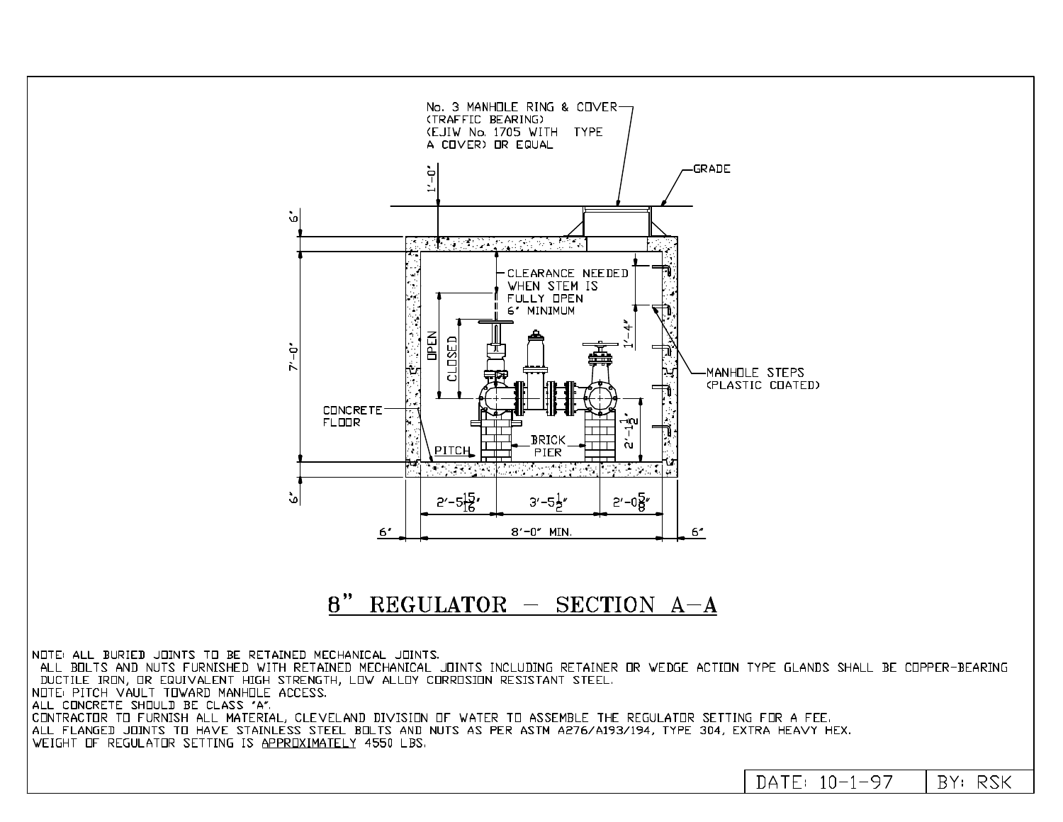No. 3 MANHOLE RING & COVER
(TRAFFIC BEARING)
(EJIW No. 1705 WITH TYPE
A COVER) OR EQUAL

GRADE

1'-0"

6"

7'-0"

6"

CLEARANCE NEEDED
WHEN STEM IS
FULLY OPEN
6" MINIMUM

OPEN

CLOSED

1'-4"

MANHOLE STEPS
(PLASTIC COATED)

CONCRETE
FLOOR

PITCH

BRICK
PIER

2'-1 1/2"

2'-5 15/16"

3'-5 1/2"

2'-0 5/8"

6"

8'-0" MIN.

6"

# 8" REGULATOR – SECTION A-A

NOTE: ALL BURIED JOINTS TO BE RETAINED MECHANICAL JOINTS.
ALL BOLTS AND NUTS FURNISHED WITH RETAINED MECHANICAL JOINTS INCLUDING RETAINER OR WEDGE ACTION TYPE GLANDS SHALL BE COPPER-BEARING DUCTILE IRON, OR EQUIVALENT HIGH STRENGTH, LOW ALLOY CORROSION RESISTANT STEEL.
NOTE: PITCH VAULT TOWARD MANHOLE ACCESS.
ALL CONCRETE SHOULD BE CLASS "A".
CONTRACTOR TO FURNISH ALL MATERIAL, CLEVELAND DIVISION OF WATER TO ASSEMBLE THE REGULATOR SETTING FOR A FEE.
ALL FLANGED JOINTS TO HAVE STAINLESS STEEL BOLTS AND NUTS AS PER ASTM A276/A193/194, TYPE 304, EXTRA HEAVY HEX.
WEIGHT OF REGULATOR SETTING IS APPROXIMATELY 4550 LBS.

| DATE: 10-1-97 | BY: RSK |
| --- | --- |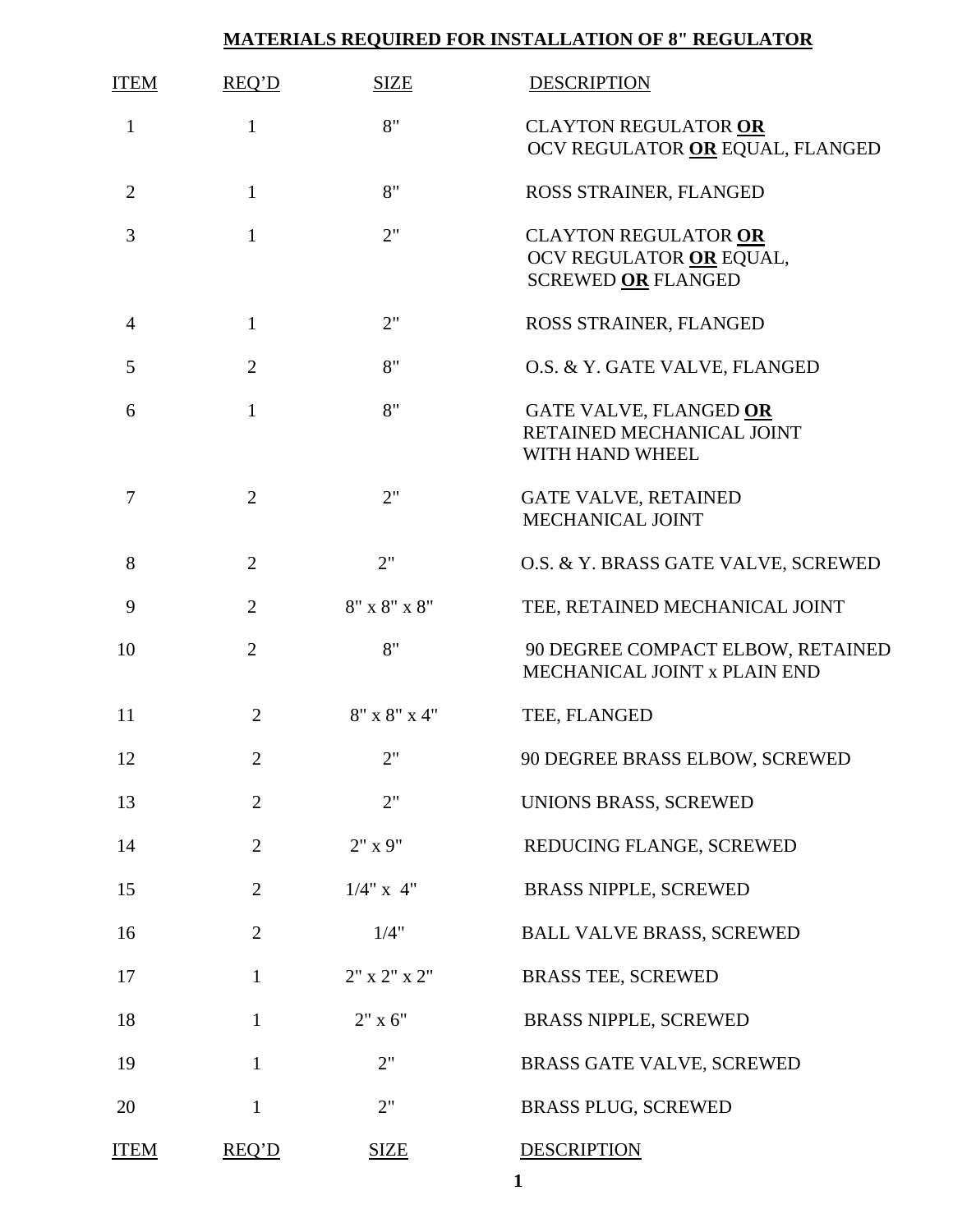# MATERIALS REQUIRED FOR INSTALLATION OF 8" REGULATOR

| ITEM | REQ'D | SIZE | DESCRIPTION |
|---|---|---|---|
| 1 | 1 | 8" | CLAYTON REGULATOR **OR** OCV REGULATOR **OR** EQUAL, FLANGED |
| 2 | 1 | 8" | ROSS STRAINER, FLANGED |
| 3 | 1 | 2" | CLAYTON REGULATOR **OR** OCV REGULATOR **OR** EQUAL, SCREWED **OR** FLANGED |
| 4 | 1 | 2" | ROSS STRAINER, FLANGED |
| 5 | 2 | 8" | O.S. & Y. GATE VALVE, FLANGED |
| 6 | 1 | 8" | GATE VALVE, FLANGED **OR** RETAINED MECHANICAL JOINT WITH HAND WHEEL |
| 7 | 2 | 2" | GATE VALVE, RETAINED MECHANICAL JOINT |
| 8 | 2 | 2" | O.S. & Y. BRASS GATE VALVE, SCREWED |
| 9 | 2 | 8" x 8" x 8" | TEE, RETAINED MECHANICAL JOINT |
| 10 | 2 | 8" | 90 DEGREE COMPACT ELBOW, RETAINED MECHANICAL JOINT x PLAIN END |
| 11 | 2 | 8" x 8" x 4" | TEE, FLANGED |
| 12 | 2 | 2" | 90 DEGREE BRASS ELBOW, SCREWED |
| 13 | 2 | 2" | UNIONS BRASS, SCREWED |
| 14 | 2 | 2" x 9" | REDUCING FLANGE, SCREWED |
| 15 | 2 | 1/4" x 4" | BRASS NIPPLE, SCREWED |
| 16 | 2 | 1/4" | BALL VALVE BRASS, SCREWED |
| 17 | 1 | 2" x 2" x 2" | BRASS TEE, SCREWED |
| 18 | 1 | 2" x 6" | BRASS NIPPLE, SCREWED |
| 19 | 1 | 2" | BRASS GATE VALVE, SCREWED |
| 20 | 1 | 2" | BRASS PLUG, SCREWED |
| ITEM | REQ'D | SIZE | DESCRIPTION |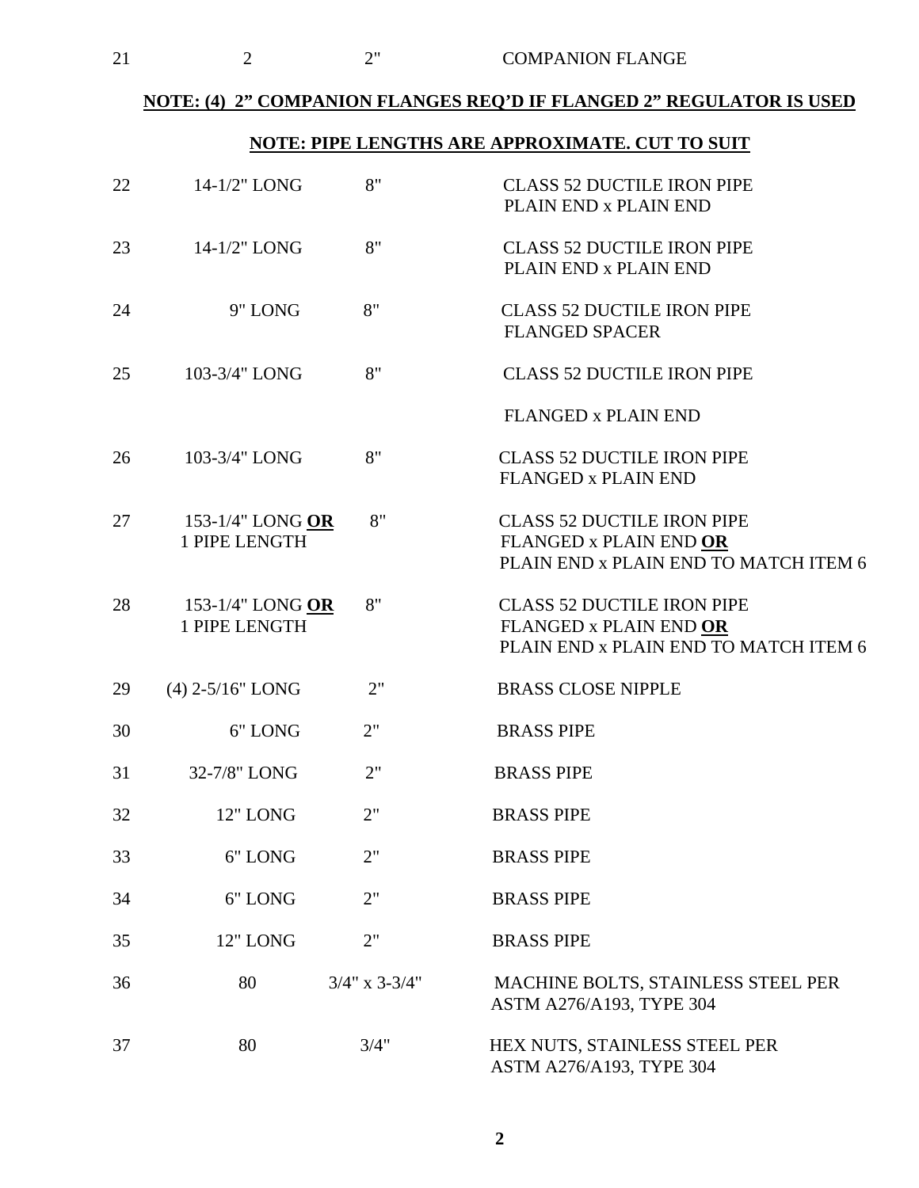| | | | |
|---|---|---|---|
| 21 | 2 | 2" | COMPANION FLANGE |

**NOTE: (4) 2" COMPANION FLANGES REQ'D IF FLANGED 2" REGULATOR IS USED**

**NOTE: PIPE LENGTHS ARE APPROXIMATE. CUT TO SUIT**

| | | | |
|---|---|---|---|
| 22 | 14-1/2" LONG | 8" | CLASS 52 DUCTILE IRON PIPE<br>PLAIN END x PLAIN END |
| 23 | 14-1/2" LONG | 8" | CLASS 52 DUCTILE IRON PIPE<br>PLAIN END x PLAIN END |
| 24 | 9" LONG | 8" | CLASS 52 DUCTILE IRON PIPE<br>FLANGED SPACER |
| 25 | 103-3/4" LONG | 8" | CLASS 52 DUCTILE IRON PIPE<br>FLANGED x PLAIN END |
| 26 | 103-3/4" LONG | 8" | CLASS 52 DUCTILE IRON PIPE<br>FLANGED x PLAIN END |
| 27 | 153-1/4" LONG **OR**<br>1 PIPE LENGTH | 8" | CLASS 52 DUCTILE IRON PIPE<br>FLANGED x PLAIN END **OR**<br>PLAIN END x PLAIN END TO MATCH ITEM 6 |
| 28 | 153-1/4" LONG **OR**<br>1 PIPE LENGTH | 8" | CLASS 52 DUCTILE IRON PIPE<br>FLANGED x PLAIN END **OR**<br>PLAIN END x PLAIN END TO MATCH ITEM 6 |
| 29 | (4) 2-5/16" LONG | 2" | BRASS CLOSE NIPPLE |
| 30 | 6" LONG | 2" | BRASS PIPE |
| 31 | 32-7/8" LONG | 2" | BRASS PIPE |
| 32 | 12" LONG | 2" | BRASS PIPE |
| 33 | 6" LONG | 2" | BRASS PIPE |
| 34 | 6" LONG | 2" | BRASS PIPE |
| 35 | 12" LONG | 2" | BRASS PIPE |
| 36 | 80 | 3/4" x 3-3/4" | MACHINE BOLTS, STAINLESS STEEL PER<br>ASTM A276/A193, TYPE 304 |
| 37 | 80 | 3/4" | HEX NUTS, STAINLESS STEEL PER<br>ASTM A276/A193, TYPE 304 |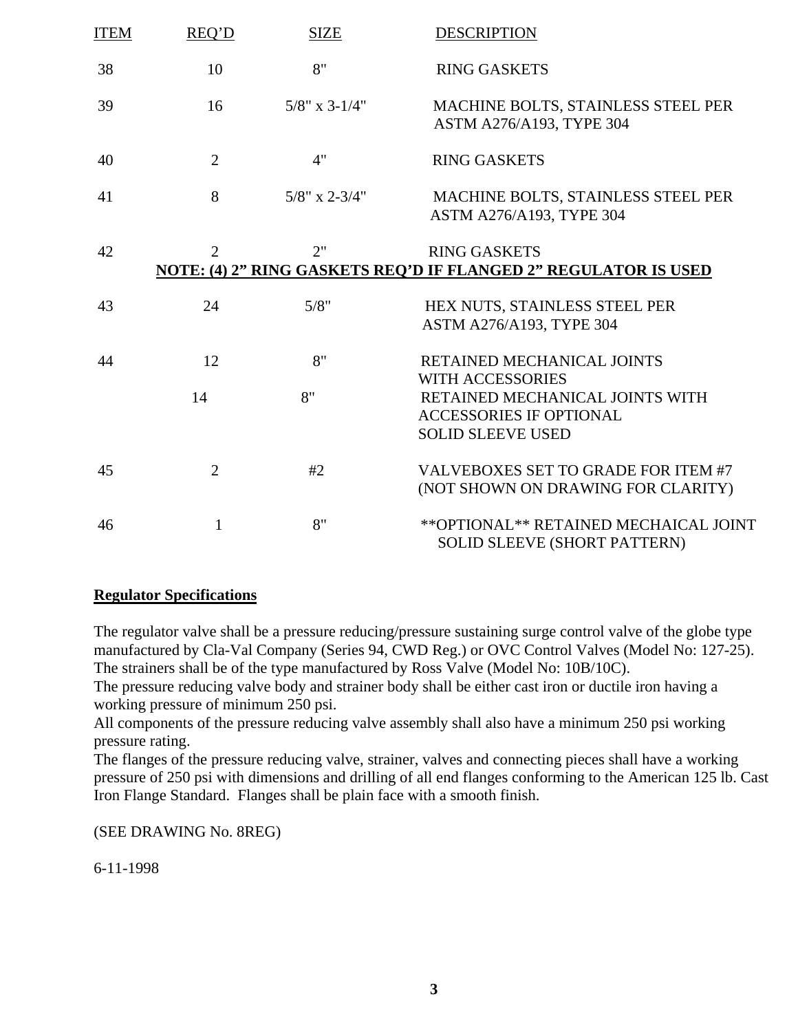| ITEM | REQ'D | SIZE | DESCRIPTION |
|---|---|---|---|
| 38 | 10 | 8" | RING GASKETS |
| 39 | 16 | 5/8" x 3-1/4" | MACHINE BOLTS, STAINLESS STEEL PER ASTM A276/A193, TYPE 304 |
| 40 | 2 | 4" | RING GASKETS |
| 41 | 8 | 5/8" x 2-3/4" | MACHINE BOLTS, STAINLESS STEEL PER ASTM A276/A193, TYPE 304 |
| 42 | 2 | 2" | RING GASKETS |
| | **NOTE: (4) 2" RING GASKETS REQ'D IF FLANGED 2" REGULATOR IS USED** | | |
| 43 | 24 | 5/8" | HEX NUTS, STAINLESS STEEL PER ASTM A276/A193, TYPE 304 |
| 44 | 12 | 8" | RETAINED MECHANICAL JOINTS WITH ACCESSORIES |
| | 14 | 8" | RETAINED MECHANICAL JOINTS WITH ACCESSORIES IF OPTIONAL SOLID SLEEVE USED |
| 45 | 2 | #2 | VALVEBOXES SET TO GRADE FOR ITEM #7 (NOT SHOWN ON DRAWING FOR CLARITY) |
| 46 | 1 | 8" | **OPTIONAL** RETAINED MECHAICAL JOINT SOLID SLEEVE (SHORT PATTERN) |

**Regulator Specifications**

The regulator valve shall be a pressure reducing/pressure sustaining surge control valve of the globe type manufactured by Cla-Val Company (Series 94, CWD Reg.) or OVC Control Valves (Model No: 127-25). The strainers shall be of the type manufactured by Ross Valve (Model No: 10B/10C).
The pressure reducing valve body and strainer body shall be either cast iron or ductile iron having a working pressure of minimum 250 psi.
All components of the pressure reducing valve assembly shall also have a minimum 250 psi working pressure rating.
The flanges of the pressure reducing valve, strainer, valves and connecting pieces shall have a working pressure of 250 psi with dimensions and drilling of all end flanges conforming to the American 125 lb. Cast Iron Flange Standard. Flanges shall be plain face with a smooth finish.

(SEE DRAWING No. 8REG)

6-11-1998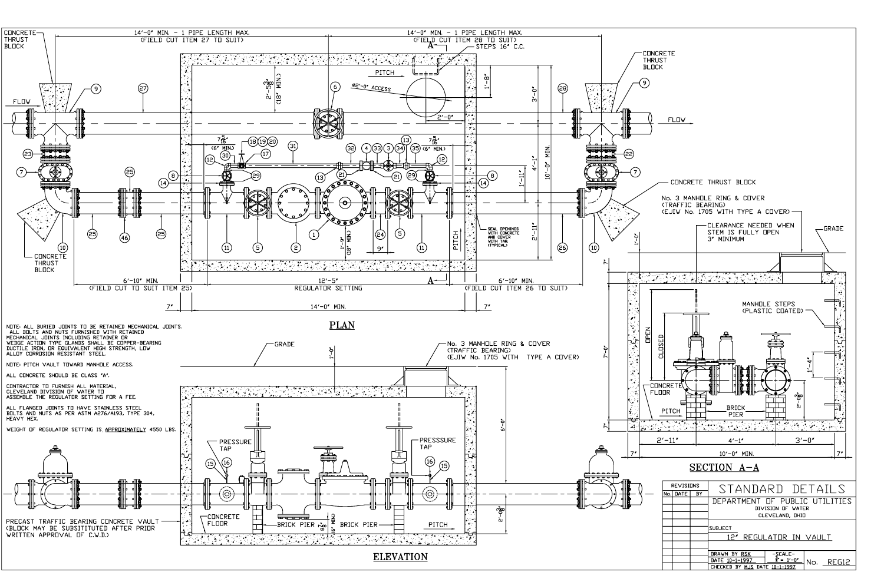## PLAN

CONCRETE THRUST BLOCK

14'-0" MIN. - 1 PIPE LENGTH MAX. (FIELD CUT ITEM 27 TO SUIT)

14'-0" MIN. - 1 PIPE LENGTH MAX. (FIELD CUT ITEM 28 TO SUIT)

STEPS 16" C.C.

PITCH

Ø2'-0" ACCESS

FLOW

6'-10" MIN. (FIELD CUT TO SUIT ITEM 25)

12'-5" REGULATOR SETTING

6'-10" MIN. (FIELD CUT ITEM 26 TO SUIT)

14'-0" MIN.

10'-0" MIN.

SEAL OPENINGS WITH CONCRETE AND COVER WITH TAR. (TYPICAL)

## SECTION A-A

No. 3 MANHOLE RING & COVER (TRAFFIC BEARING) (EJIW No. 1705 WITH TYPE A COVER)

CLEARANCE NEEDED WHEN STEM IS FULLY OPEN 3" MINIMUM

GRADE

MANHOLE STEPS (PLASTIC COATED)

OPEN

CLOSED

CONCRETE FLOOR

PITCH

BRICK PIER

2'-11" | 4'-1" | 3'-0"

10'-0" MIN.

NOTE: ALL BURIED JOINTS TO BE RETAINED MECHANICAL JOINTS. ALL BOLTS AND NUTS FURNISHED WITH RETAINED MECHANICAL JOINTS INCLUDING RETAINER OR WEDGE ACTION TYPE GLANDS SHALL BE COPPER-BEARING DUCTILE IRON, OR EQUIVALENT HIGH STRENGTH, LOW ALLOY CORROSION RESISTANT STEEL.

NOTE: PITCH VAULT TOWARD MANHOLE ACCESS.

ALL CONCRETE SHOULD BE CLASS "A".

CONTRACTOR TO FURNISH ALL MATERIAL, CLEVELAND DIVISION OF WATER TO ASSEMBLE THE REGULATOR SETTING FOR A FEE.

ALL FLANGED JOINTS TO HAVE STAINLESS STEEL BOLTS AND NUTS AS PER ASTM A276/A193, TYPE 304, HEAVY HEX.

WEIGHT OF REGULATOR SETTING IS APPROXIMATELY 4550 LBS.

## ELEVATION

GRADE

No. 3 MANHOLE RING & COVER (TRAFFIC BEARING) (EJIW No. 1705 WITH TYPE A COVER)

PRESSURE TAP

PRESSSURE TAP

CONCRETE FLOOR

BRICK PIER

PITCH

PRECAST TRAFFIC BEARING CONCRETE VAULT (BLOCK MAY BE SUBSTITUTED AFTER PRIOR WRITTEN APPROVAL OF C.W.D.)

| REVISIONS | | |
|---|---|---|
| No. | DATE | BY |

STANDARD DETAILS

DEPARTMENT OF PUBLIC UTILITIES
DIVISION OF WATER
CLEVELAND, OHIO

SUBJECT: 12" REGULATOR IN VAULT

DRAWN BY RSK — DATE 10-1-1997 — SCALE: 3/8" = 1'-0"
CHECKED BY MJS DATE 10-1-1997

No. REG12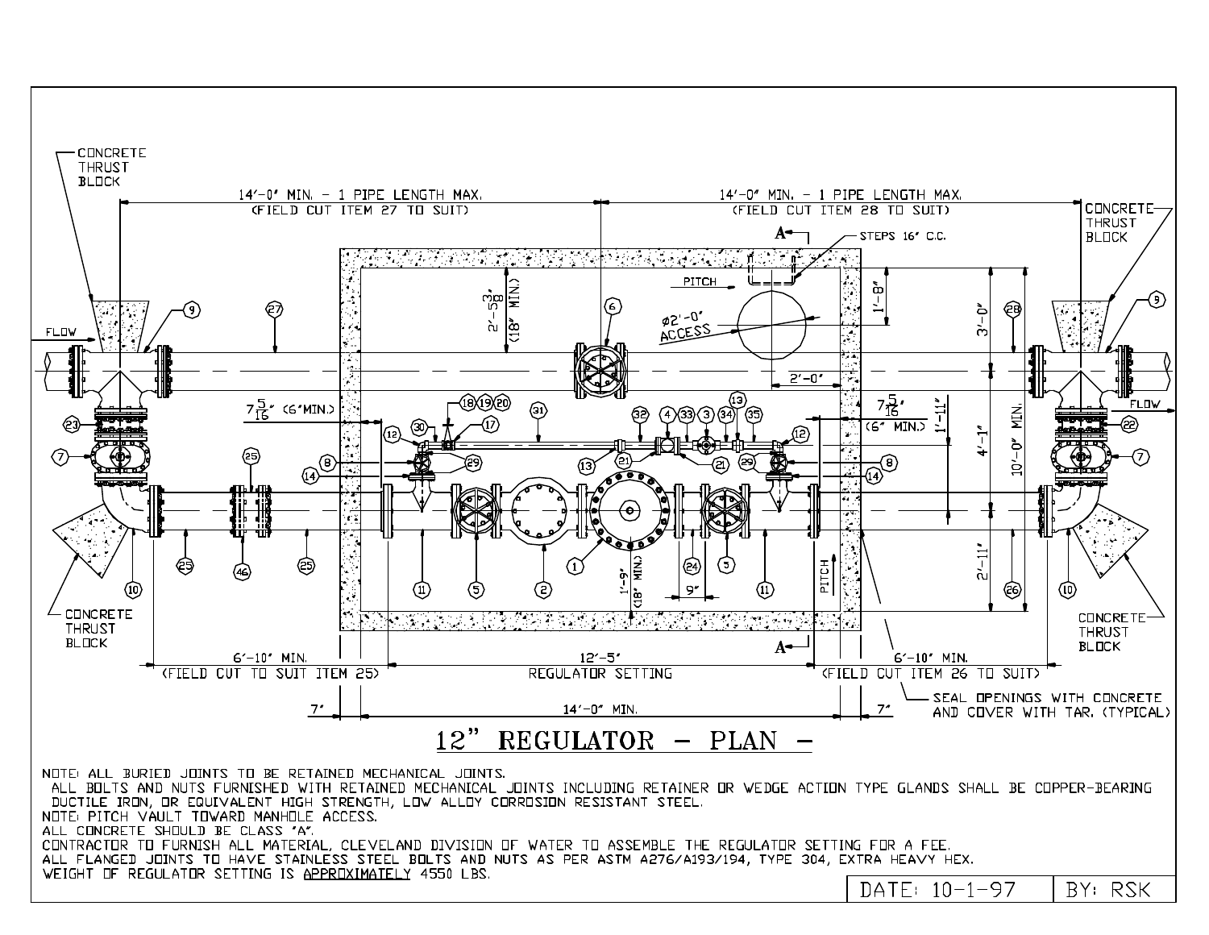# 12" REGULATOR - PLAN -

CONCRETE THRUST BLOCK

14'-0" MIN. - 1 PIPE LENGTH MAX. (FIELD CUT ITEM 27 TO SUIT)

14'-0" MIN. - 1 PIPE LENGTH MAX. (FIELD CUT ITEM 28 TO SUIT)

STEPS 16" C.C.

PITCH

Ø2'-0" ACCESS

2'-5 3/8" (18" MIN.)

1'-8"

3'-0"

2'-0"

FLOW

7 5/16" (6" MIN.)

1'-11"

4'-1"

10'-0" MIN.

1'-9" (18" MIN.)

9"

2'-11"

PITCH

6'-10" MIN. (FIELD CUT TO SUIT ITEM 25)

12'-5" REGULATOR SETTING

6'-10" MIN. (FIELD CUT ITEM 26 TO SUIT)

7"

14'-0" MIN.

SEAL OPENINGS WITH CONCRETE AND COVER WITH TAR. (TYPICAL)

A

NOTE: ALL BURIED JOINTS TO BE RETAINED MECHANICAL JOINTS.
ALL BOLTS AND NUTS FURNISHED WITH RETAINED MECHANICAL JOINTS INCLUDING RETAINER OR WEDGE ACTION TYPE GLANDS SHALL BE COPPER-BEARING DUCTILE IRON, OR EQUIVALENT HIGH STRENGTH, LOW ALLOY CORROSION RESISTANT STEEL.
NOTE: PITCH VAULT TOWARD MANHOLE ACCESS.
ALL CONCRETE SHOULD BE CLASS "A".
CONTRACTOR TO FURNISH ALL MATERIAL, CLEVELAND DIVISION OF WATER TO ASSEMBLE THE REGULATOR SETTING FOR A FEE.
ALL FLANGED JOINTS TO HAVE STAINLESS STEEL BOLTS AND NUTS AS PER ASTM A276/A193/194, TYPE 304, EXTRA HEAVY HEX.
WEIGHT OF REGULATOR SETTING IS APPROXIMATELY 4550 LBS.

| DATE: 10-1-97 | BY: RSK |
|---|---|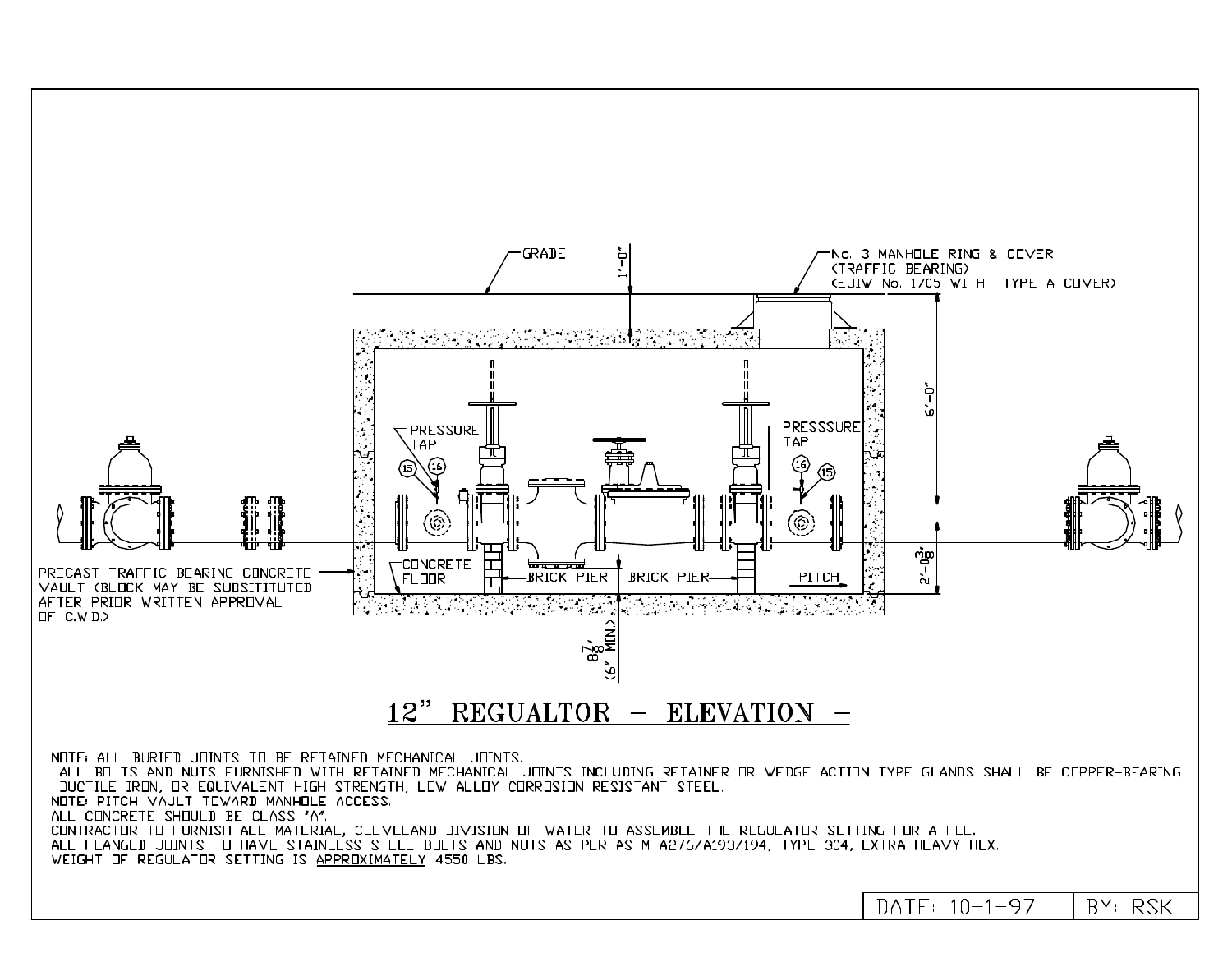GRADE

No. 3 MANHOLE RING & COVER
(TRAFFIC BEARING)
(EJIW No. 1705 WITH TYPE A COVER)

1'-0"

6'-0"

2'-0$\frac{3}{8}$"

8$\frac{7}{8}$"
(6" MIN)

PRESSURE TAP

PRESSSURE TAP

15

16

CONCRETE FLOOR

BRICK PIER

BRICK PIER

PITCH

PRECAST TRAFFIC BEARING CONCRETE VAULT (BLOCK MAY BE SUBSITITUTED AFTER PRIOR WRITTEN APPROVAL OF C.W.D.)

# 12" REGUALTOR – ELEVATION –

NOTE: ALL BURIED JOINTS TO BE RETAINED MECHANICAL JOINTS.
ALL BOLTS AND NUTS FURNISHED WITH RETAINED MECHANICAL JOINTS INCLUDING RETAINER OR WEDGE ACTION TYPE GLANDS SHALL BE COPPER-BEARING DUCTILE IRON, OR EQUIVALENT HIGH STRENGTH, LOW ALLOY CORROSION RESISTANT STEEL.
NOTE: PITCH VAULT TOWARD MANHOLE ACCESS.
ALL CONCRETE SHOULD BE CLASS "A".
CONTRACTOR TO FURNISH ALL MATERIAL, CLEVELAND DIVISION OF WATER TO ASSEMBLE THE REGULATOR SETTING FOR A FEE.
ALL FLANGED JOINTS TO HAVE STAINLESS STEEL BOLTS AND NUTS AS PER ASTM A276/A193/194, TYPE 304, EXTRA HEAVY HEX.
WEIGHT OF REGULATOR SETTING IS APPROXIMATELY 4550 LBS.

| DATE: 10-1-97 | BY: RSK |
|---|---|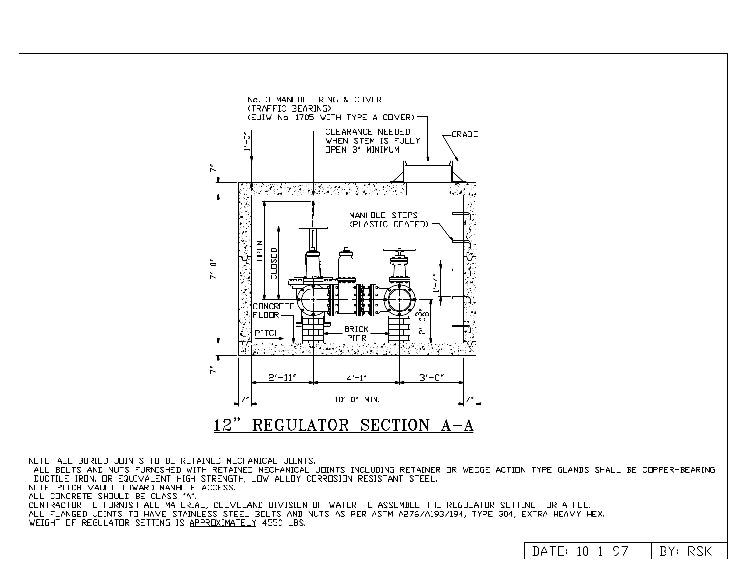No. 3 MANHOLE RING & COVER
(TRAFFIC BEARING)
(EJIW No. 1705 WITH TYPE A COVER)

CLEARANCE NEEDED WHEN STEM IS FULLY OPEN 3" MINIMUM

GRADE

1'-0"

7"

7'-0"

7"

OPEN

CLOSED

MANHOLE STEPS (PLASTIC COATED)

1'-4"

CONCRETE FLOOR

2'-0 3/8"

PITCH

BRICK PIER

2'-11" 4'-1" 3'-0"

7" 10'-0" MIN. 7"

## 12" REGULATOR SECTION A–A

NOTE: ALL BURIED JOINTS TO BE RETAINED MECHANICAL JOINTS.
ALL BOLTS AND NUTS FURNISHED WITH RETAINED MECHANICAL JOINTS INCLUDING RETAINER OR WEDGE ACTION TYPE GLANDS SHALL BE COPPER-BEARING DUCTILE IRON, OR EQUIVALENT HIGH STRENGTH, LOW ALLOY CORROSION RESISTANT STEEL.
NOTE: PITCH VAULT TOWARD MANHOLE ACCESS.
ALL CONCRETE SHOULD BE CLASS "A".
CONTRACTOR TO FURNISH ALL MATERIAL, CLEVELAND DIVISION OF WATER TO ASSEMBLE THE REGULATOR SETTING FOR A FEE.
ALL FLANGED JOINTS TO HAVE STAINLESS STEEL BOLTS AND NUTS AS PER ASTM A276/A193/194, TYPE 304, EXTRA HEAVY HEX.
WEIGHT OF REGULATOR SETTING IS APPROXIMATELY 4550 LBS.

| DATE: 10-1-97 | BY: RSK |
|---|---|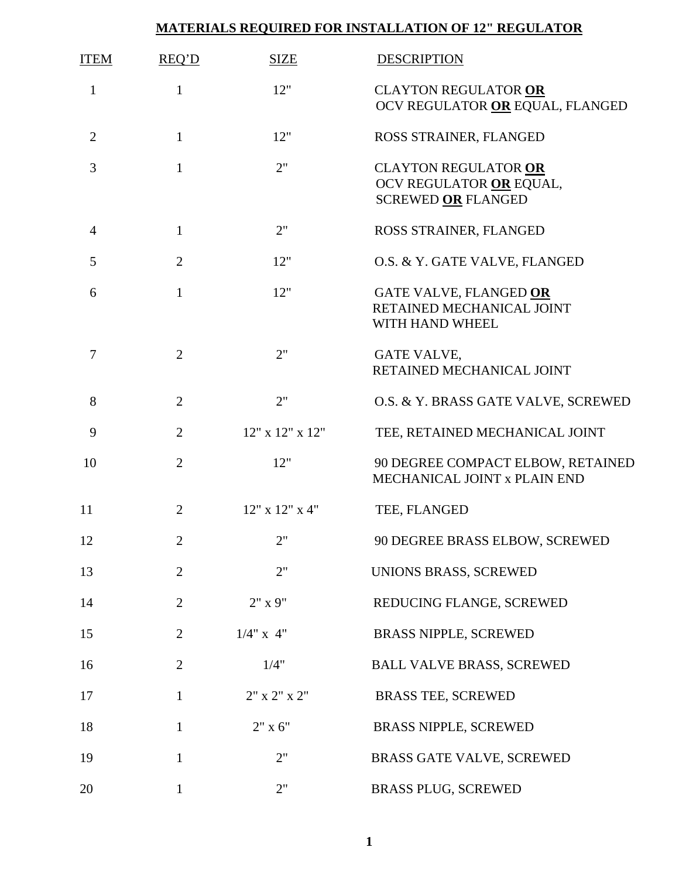# MATERIALS REQUIRED FOR INSTALLATION OF 12" REGULATOR

| ITEM | REQ'D | SIZE | DESCRIPTION |
|---|---|---|---|
| 1 | 1 | 12" | CLAYTON REGULATOR **OR** OCV REGULATOR **OR** EQUAL, FLANGED |
| 2 | 1 | 12" | ROSS STRAINER, FLANGED |
| 3 | 1 | 2" | CLAYTON REGULATOR **OR** OCV REGULATOR **OR** EQUAL, SCREWED **OR** FLANGED |
| 4 | 1 | 2" | ROSS STRAINER, FLANGED |
| 5 | 2 | 12" | O.S. & Y. GATE VALVE, FLANGED |
| 6 | 1 | 12" | GATE VALVE, FLANGED **OR** RETAINED MECHANICAL JOINT WITH HAND WHEEL |
| 7 | 2 | 2" | GATE VALVE, RETAINED MECHANICAL JOINT |
| 8 | 2 | 2" | O.S. & Y. BRASS GATE VALVE, SCREWED |
| 9 | 2 | 12" x 12" x 12" | TEE, RETAINED MECHANICAL JOINT |
| 10 | 2 | 12" | 90 DEGREE COMPACT ELBOW, RETAINED MECHANICAL JOINT x PLAIN END |
| 11 | 2 | 12" x 12" x 4" | TEE, FLANGED |
| 12 | 2 | 2" | 90 DEGREE BRASS ELBOW, SCREWED |
| 13 | 2 | 2" | UNIONS BRASS, SCREWED |
| 14 | 2 | 2" x 9" | REDUCING FLANGE, SCREWED |
| 15 | 2 | 1/4" x 4" | BRASS NIPPLE, SCREWED |
| 16 | 2 | 1/4" | BALL VALVE BRASS, SCREWED |
| 17 | 1 | 2" x 2" x 2" | BRASS TEE, SCREWED |
| 18 | 1 | 2" x 6" | BRASS NIPPLE, SCREWED |
| 19 | 1 | 2" | BRASS GATE VALVE, SCREWED |
| 20 | 1 | 2" | BRASS PLUG, SCREWED |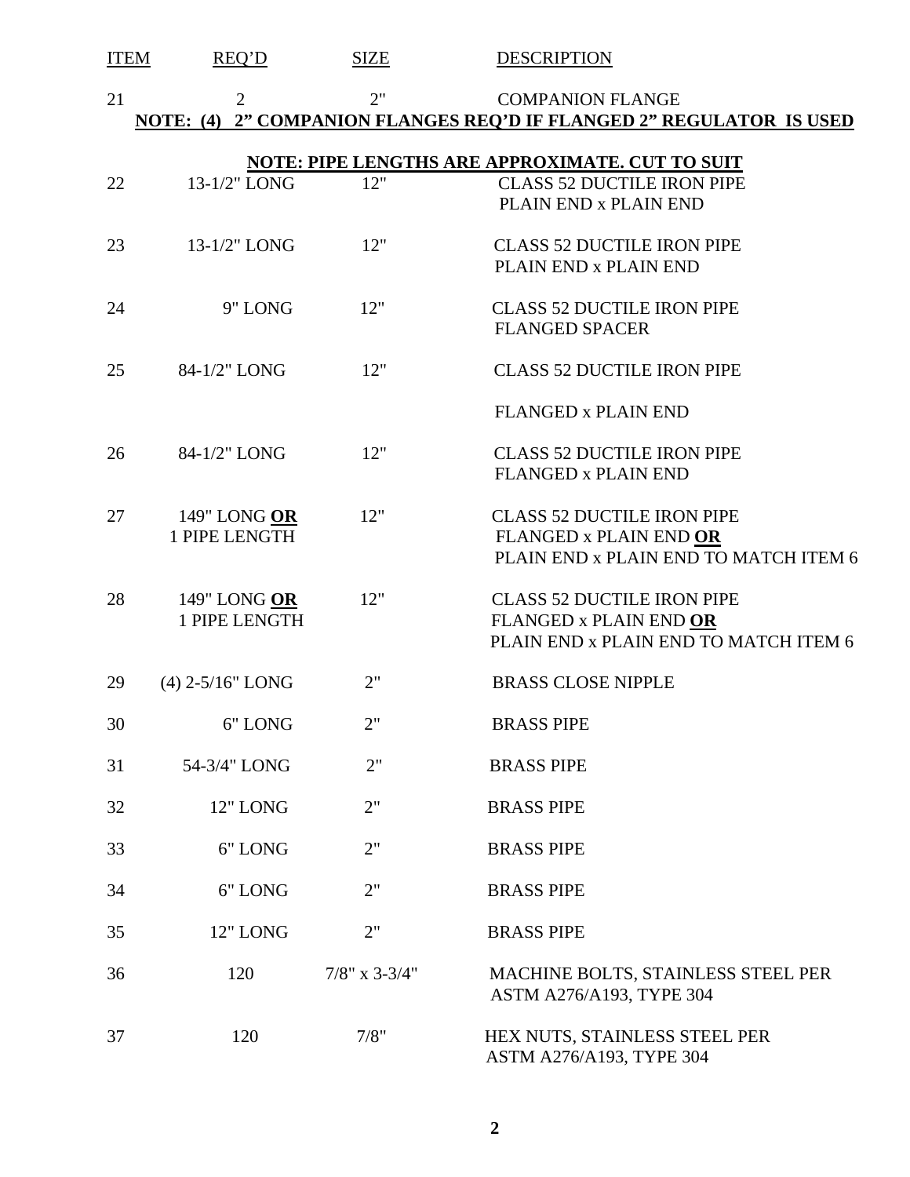| ITEM | REQ'D | SIZE | DESCRIPTION |
|---|---|---|---|
| 21 | 2 | 2" | COMPANION FLANGE |

**NOTE: (4) 2" COMPANION FLANGES REQ'D IF FLANGED 2" REGULATOR IS USED**

**NOTE: PIPE LENGTHS ARE APPROXIMATE. CUT TO SUIT**

| ITEM | REQ'D | SIZE | DESCRIPTION |
|---|---|---|---|
| 22 | 13-1/2" LONG | 12" | CLASS 52 DUCTILE IRON PIPE<br>PLAIN END x PLAIN END |
| 23 | 13-1/2" LONG | 12" | CLASS 52 DUCTILE IRON PIPE<br>PLAIN END x PLAIN END |
| 24 | 9" LONG | 12" | CLASS 52 DUCTILE IRON PIPE<br>FLANGED SPACER |
| 25 | 84-1/2" LONG | 12" | CLASS 52 DUCTILE IRON PIPE<br>FLANGED x PLAIN END |
| 26 | 84-1/2" LONG | 12" | CLASS 52 DUCTILE IRON PIPE<br>FLANGED x PLAIN END |
| 27 | 149" LONG **OR**<br>1 PIPE LENGTH | 12" | CLASS 52 DUCTILE IRON PIPE<br>FLANGED x PLAIN END **OR**<br>PLAIN END x PLAIN END TO MATCH ITEM 6 |
| 28 | 149" LONG **OR**<br>1 PIPE LENGTH | 12" | CLASS 52 DUCTILE IRON PIPE<br>FLANGED x PLAIN END **OR**<br>PLAIN END x PLAIN END TO MATCH ITEM 6 |
| 29 | (4) 2-5/16" LONG | 2" | BRASS CLOSE NIPPLE |
| 30 | 6" LONG | 2" | BRASS PIPE |
| 31 | 54-3/4" LONG | 2" | BRASS PIPE |
| 32 | 12" LONG | 2" | BRASS PIPE |
| 33 | 6" LONG | 2" | BRASS PIPE |
| 34 | 6" LONG | 2" | BRASS PIPE |
| 35 | 12" LONG | 2" | BRASS PIPE |
| 36 | 120 | 7/8" x 3-3/4" | MACHINE BOLTS, STAINLESS STEEL PER<br>ASTM A276/A193, TYPE 304 |
| 37 | 120 | 7/8" | HEX NUTS, STAINLESS STEEL PER<br>ASTM A276/A193, TYPE 304 |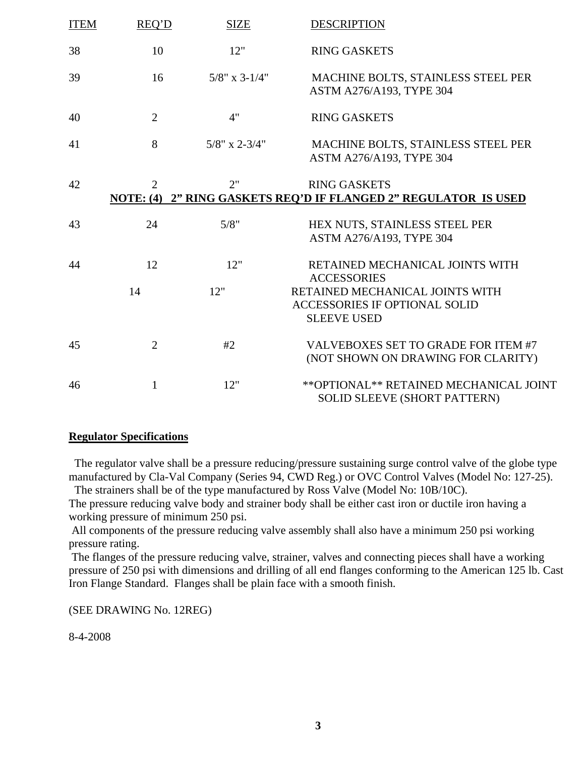| ITEM | REQ'D | SIZE | DESCRIPTION |
|---|---|---|---|
| 38 | 10 | 12" | RING GASKETS |
| 39 | 16 | 5/8" x 3-1/4" | MACHINE BOLTS, STAINLESS STEEL PER ASTM A276/A193, TYPE 304 |
| 40 | 2 | 4" | RING GASKETS |
| 41 | 8 | 5/8" x 2-3/4" | MACHINE BOLTS, STAINLESS STEEL PER ASTM A276/A193, TYPE 304 |
| 42 | 2 | 2" | RING GASKETS |
| | **NOTE: (4)** | **2" RING GASKETS REQ'D IF FLANGED 2" REGULATOR IS USED** | |
| 43 | 24 | 5/8" | HEX NUTS, STAINLESS STEEL PER ASTM A276/A193, TYPE 304 |
| 44 | 12 | 12" | RETAINED MECHANICAL JOINTS WITH ACCESSORIES |
| | 14 | 12" | RETAINED MECHANICAL JOINTS WITH ACCESSORIES IF OPTIONAL SOLID SLEEVE USED |
| 45 | 2 | #2 | VALVEBOXES SET TO GRADE FOR ITEM #7 (NOT SHOWN ON DRAWING FOR CLARITY) |
| 46 | 1 | 12" | **OPTIONAL** RETAINED MECHANICAL JOINT SOLID SLEEVE (SHORT PATTERN) |

**Regulator Specifications**

The regulator valve shall be a pressure reducing/pressure sustaining surge control valve of the globe type manufactured by Cla-Val Company (Series 94, CWD Reg.) or OVC Control Valves (Model No: 127-25).
The strainers shall be of the type manufactured by Ross Valve (Model No: 10B/10C).
The pressure reducing valve body and strainer body shall be either cast iron or ductile iron having a working pressure of minimum 250 psi.
All components of the pressure reducing valve assembly shall also have a minimum 250 psi working pressure rating.
The flanges of the pressure reducing valve, strainer, valves and connecting pieces shall have a working pressure of 250 psi with dimensions and drilling of all end flanges conforming to the American 125 lb. Cast Iron Flange Standard. Flanges shall be plain face with a smooth finish.

(SEE DRAWING No. 12REG)

8-4-2008